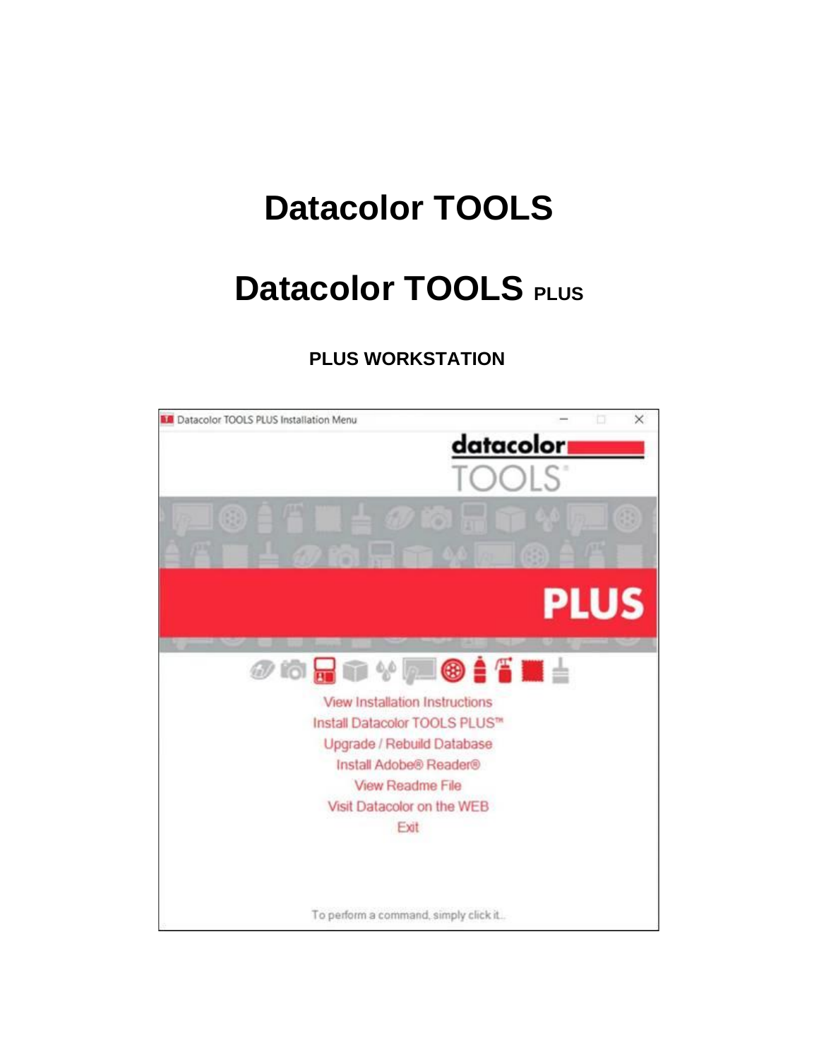# Datacolor TOOLS

# Datacolor TOOLS PLUS

**PLUS WORKSTATION**

Datacolor TOOLS PLUS Installation Menu

datacolor

TOOLS

PLUS

View Installation Instructions

Install Datacolor TOOLS PLUS™

Upgrade / Rebuild Database

Install Adobe® Reader®

View Readme File

Visit Datacolor on the WEB

Exit

To perform a command, simply click it..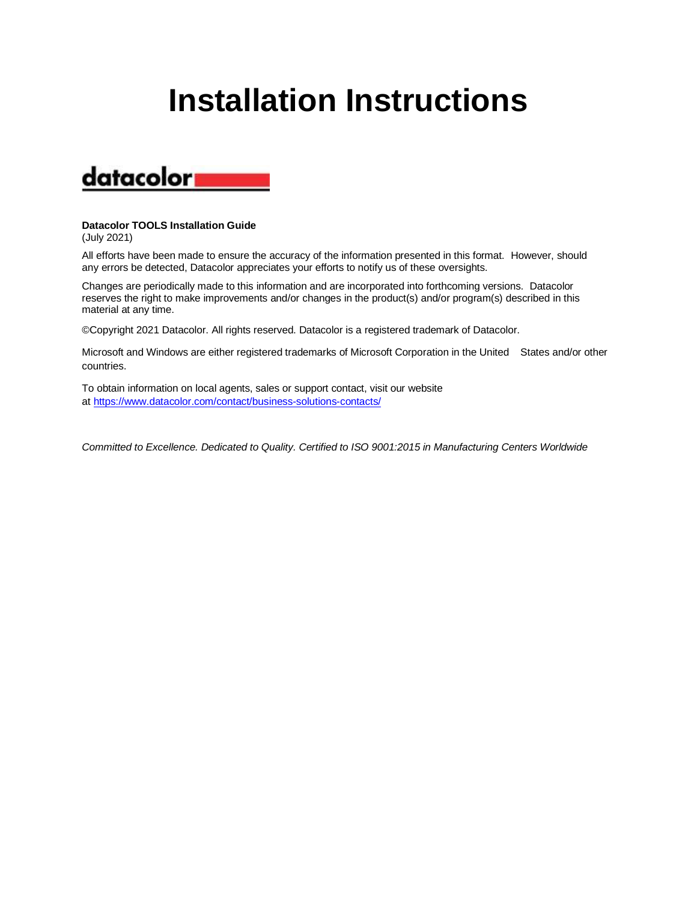# Installation Instructions

datacolor

**Datacolor TOOLS Installation Guide**
(July 2021)

All efforts have been made to ensure the accuracy of the information presented in this format. However, should any errors be detected, Datacolor appreciates your efforts to notify us of these oversights.

Changes are periodically made to this information and are incorporated into forthcoming versions. Datacolor reserves the right to make improvements and/or changes in the product(s) and/or program(s) described in this material at any time.

©Copyright 2021 Datacolor. All rights reserved. Datacolor is a registered trademark of Datacolor.

Microsoft and Windows are either registered trademarks of Microsoft Corporation in the United States and/or other countries.

To obtain information on local agents, sales or support contact, visit our website at https://www.datacolor.com/contact/business-solutions-contacts/

*Committed to Excellence. Dedicated to Quality. Certified to ISO 9001:2015 in Manufacturing Centers Worldwide*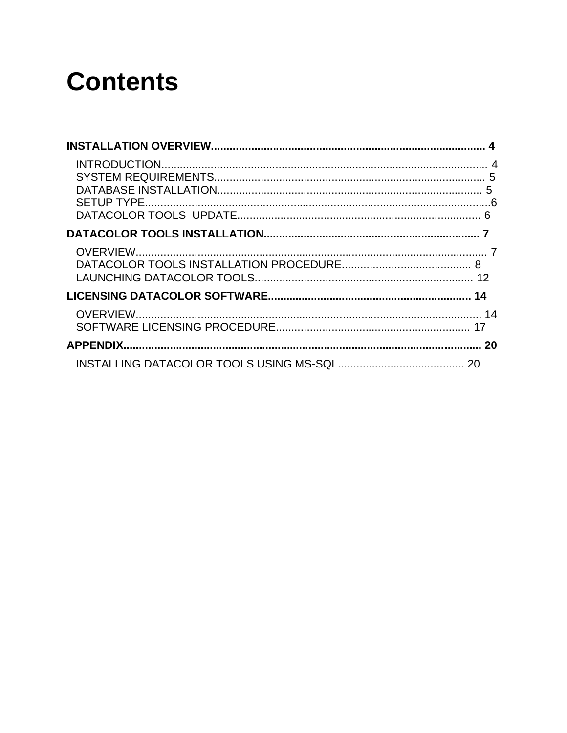# Contents

**INSTALLATION OVERVIEW........................................................................................ 4**

INTRODUCTION......................................................................................................... 4
SYSTEM REQUIREMENTS....................................................................................... 5
DATABASE INSTALLATION..................................................................................... 5
SETUP TYPE...............................................................................................................6
DATACOLOR TOOLS UPDATE.............................................................................. 6

**DATACOLOR TOOLS INSTALLATION..................................................................... 7**

OVERVIEW................................................................................................................. 7
DATACOLOR TOOLS INSTALLATION PROCEDURE......................................... 8
LAUNCHING DATACOLOR TOOLS...................................................................... 12

**LICENSING DATACOLOR SOFTWARE................................................................. 14**

OVERVIEW................................................................................................................ 14
SOFTWARE LICENSING PROCEDURE.............................................................. 17

**APPENDIX.................................................................................................................... 20**

INSTALLING DATACOLOR TOOLS USING MS-SQL......................................... 20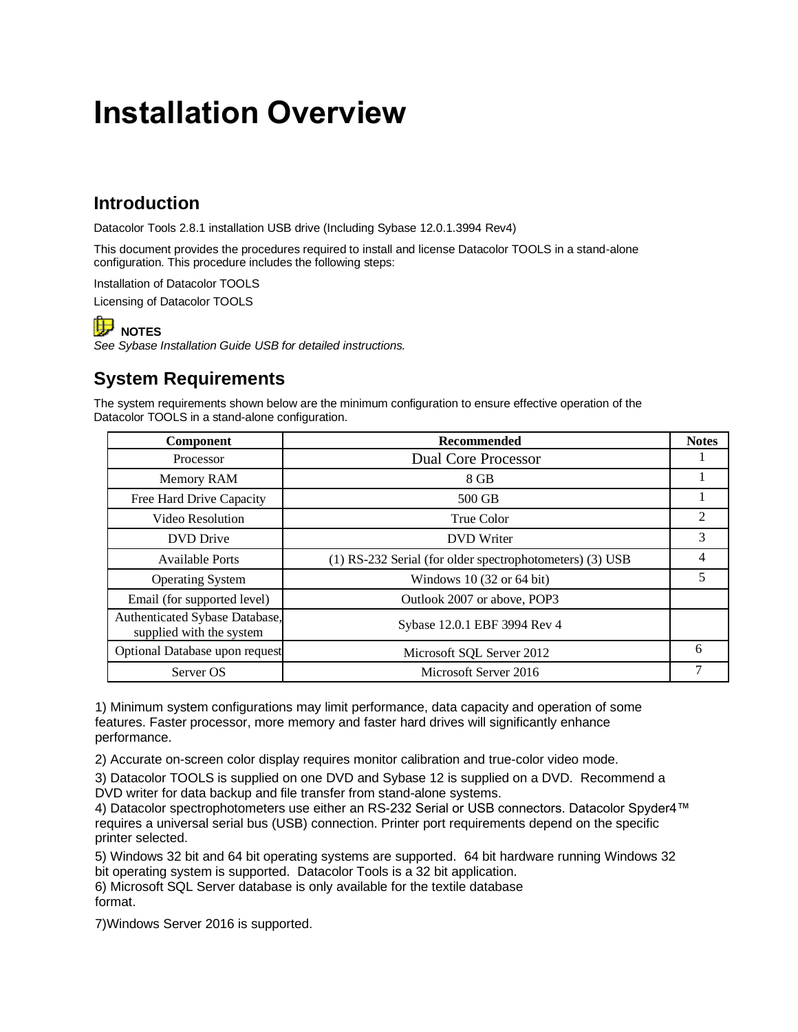# Installation Overview

## Introduction

Datacolor Tools 2.8.1 installation USB drive (Including Sybase 12.0.1.3994 Rev4)

This document provides the procedures required to install and license Datacolor TOOLS in a stand-alone configuration. This procedure includes the following steps:

Installation of Datacolor TOOLS

Licensing of Datacolor TOOLS

**NOTES**

*See Sybase Installation Guide USB for detailed instructions.*

## System Requirements

The system requirements shown below are the minimum configuration to ensure effective operation of the Datacolor TOOLS in a stand-alone configuration.

| Component | Recommended | Notes |
|---|---|---|
| Processor | Dual Core Processor | 1 |
| Memory RAM | 8 GB | 1 |
| Free Hard Drive Capacity | 500 GB | 1 |
| Video Resolution | True Color | 2 |
| DVD Drive | DVD Writer | 3 |
| Available Ports | (1) RS-232 Serial (for older spectrophotometers) (3) USB | 4 |
| Operating System | Windows 10 (32 or 64 bit) | 5 |
| Email (for supported level) | Outlook 2007 or above, POP3 | |
| Authenticated Sybase Database, supplied with the system | Sybase 12.0.1 EBF 3994 Rev 4 | |
| Optional Database upon request | Microsoft SQL Server 2012 | 6 |
| Server OS | Microsoft Server 2016 | 7 |

1) Minimum system configurations may limit performance, data capacity and operation of some features. Faster processor, more memory and faster hard drives will significantly enhance performance.

2) Accurate on-screen color display requires monitor calibration and true-color video mode.

3) Datacolor TOOLS is supplied on one DVD and Sybase 12 is supplied on a DVD. Recommend a DVD writer for data backup and file transfer from stand-alone systems.

4) Datacolor spectrophotometers use either an RS-232 Serial or USB connectors. Datacolor Spyder4™ requires a universal serial bus (USB) connection. Printer port requirements depend on the specific printer selected.

5) Windows 32 bit and 64 bit operating systems are supported. 64 bit hardware running Windows 32 bit operating system is supported. Datacolor Tools is a 32 bit application.

6) Microsoft SQL Server database is only available for the textile database format.

7)Windows Server 2016 is supported.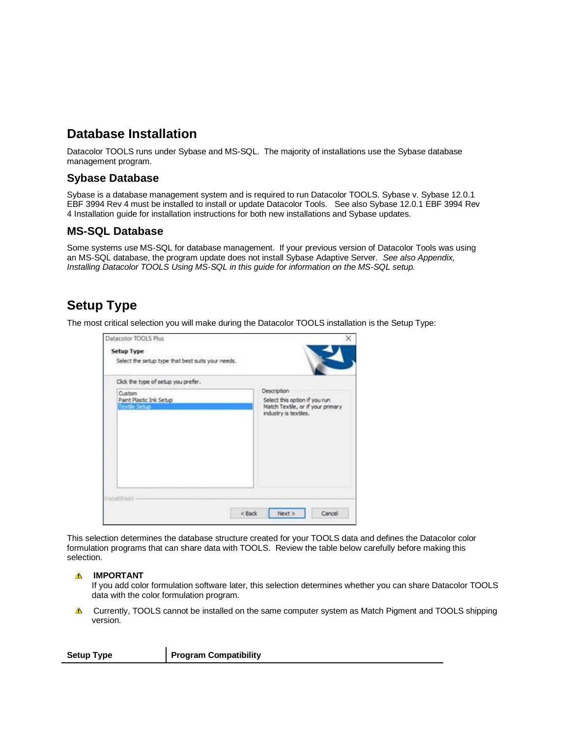## Database Installation

Datacolor TOOLS runs under Sybase and MS-SQL. The majority of installations use the Sybase database management program.

### Sybase Database

Sybase is a database management system and is required to run Datacolor TOOLS. Sybase v. Sybase 12.0.1 EBF 3994 Rev 4 must be installed to install or update Datacolor Tools. See also Sybase 12.0.1 EBF 3994 Rev 4 Installation guide for installation instructions for both new installations and Sybase updates.

### MS-SQL Database

Some systems use MS-SQL for database management. If your previous version of Datacolor Tools was using an MS-SQL database, the program update does not install Sybase Adaptive Server. *See also Appendix, Installing Datacolor TOOLS Using MS-SQL in this guide for information on the MS-SQL setup.*

## Setup Type

The most critical selection you will make during the Datacolor TOOLS installation is the Setup Type:

This selection determines the database structure created for your TOOLS data and defines the Datacolor color formulation programs that can share data with TOOLS. Review the table below carefully before making this selection.

⚠ **IMPORTANT**
If you add color formulation software later, this selection determines whether you can share Datacolor TOOLS data with the color formulation program.

⚠ Currently, TOOLS cannot be installed on the same computer system as Match Pigment and TOOLS shipping version.

| Setup Type | Program Compatibility |
|---|---|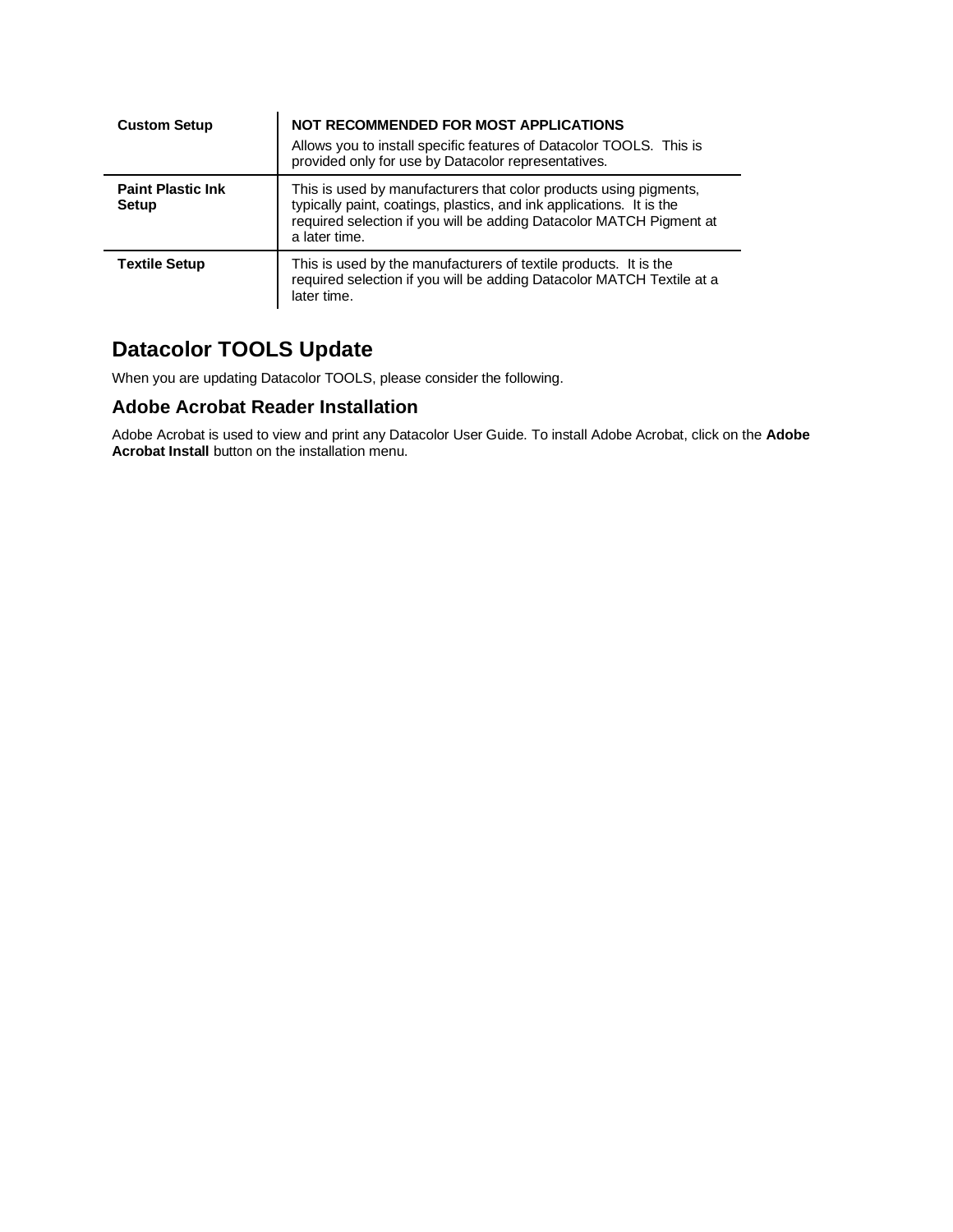| | |
|---|---|
| **Custom Setup** | **NOT RECOMMENDED FOR MOST APPLICATIONS**<br>Allows you to install specific features of Datacolor TOOLS. This is provided only for use by Datacolor representatives. |
| **Paint Plastic Ink Setup** | This is used by manufacturers that color products using pigments, typically paint, coatings, plastics, and ink applications. It is the required selection if you will be adding Datacolor MATCH Pigment at a later time. |
| **Textile Setup** | This is used by the manufacturers of textile products. It is the required selection if you will be adding Datacolor MATCH Textile at a later time. |

## Datacolor TOOLS Update

When you are updating Datacolor TOOLS, please consider the following.

### Adobe Acrobat Reader Installation

Adobe Acrobat is used to view and print any Datacolor User Guide. To install Adobe Acrobat, click on the **Adobe Acrobat Install** button on the installation menu.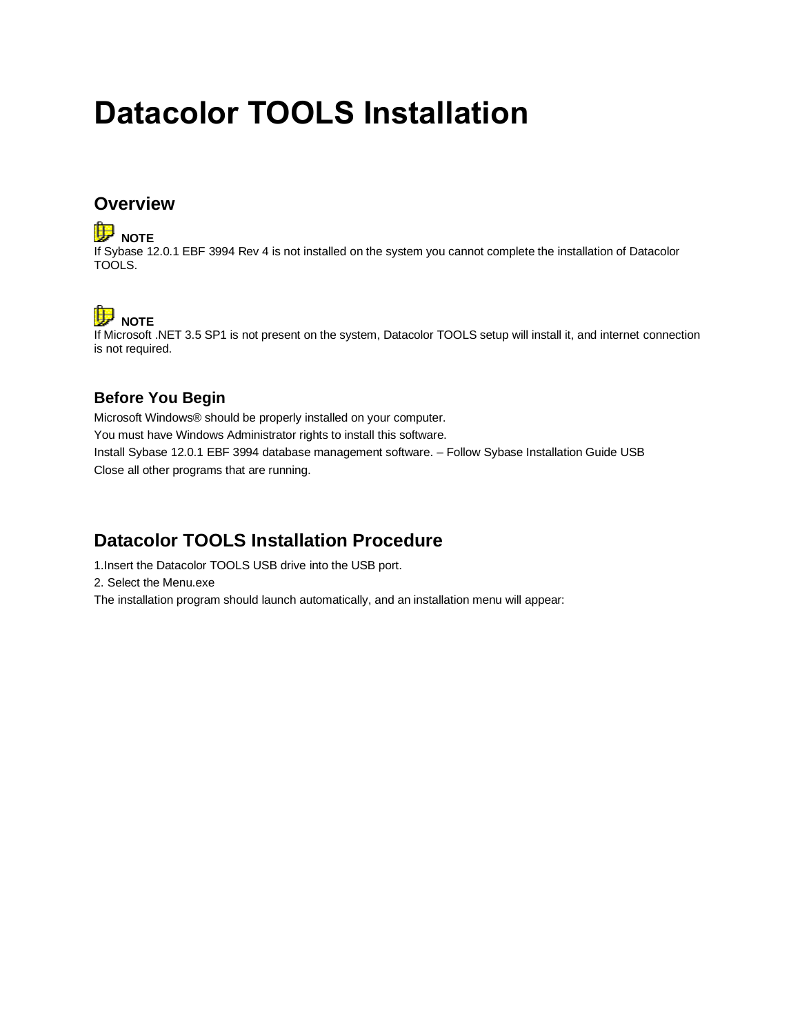# Datacolor TOOLS Installation

## Overview

**NOTE**
If Sybase 12.0.1 EBF 3994 Rev 4 is not installed on the system you cannot complete the installation of Datacolor TOOLS.

**NOTE**
If Microsoft .NET 3.5 SP1 is not present on the system, Datacolor TOOLS setup will install it, and internet connection is not required.

### Before You Begin

Microsoft Windows® should be properly installed on your computer.

You must have Windows Administrator rights to install this software.

Install Sybase 12.0.1 EBF 3994 database management software. – Follow Sybase Installation Guide USB

Close all other programs that are running.

## Datacolor TOOLS Installation Procedure

1.Insert the Datacolor TOOLS USB drive into the USB port.

2. Select the Menu.exe

The installation program should launch automatically, and an installation menu will appear: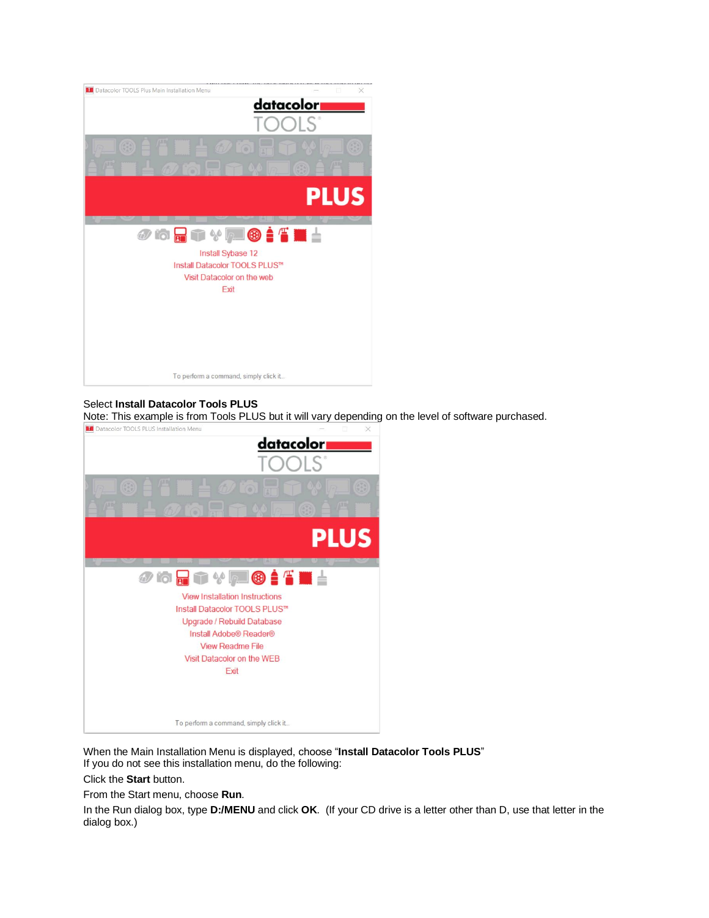Select **Install Datacolor Tools PLUS**

Note: This example is from Tools PLUS but it will vary depending on the level of software purchased.

When the Main Installation Menu is displayed, choose "**Install Datacolor Tools PLUS**"

If you do not see this installation menu, do the following:

Click the **Start** button.

From the Start menu, choose **Run**.

In the Run dialog box, type **D:/MENU** and click **OK**. (If your CD drive is a letter other than D, use that letter in the dialog box.)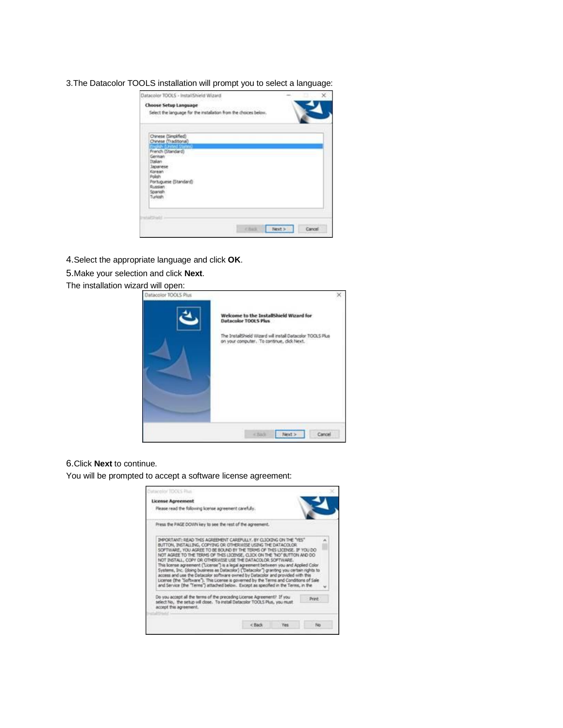3.The Datacolor TOOLS installation will prompt you to select a language:

4.Select the appropriate language and click **OK**.

5.Make your selection and click **Next**.

The installation wizard will open:

6.Click **Next** to continue.

You will be prompted to accept a software license agreement: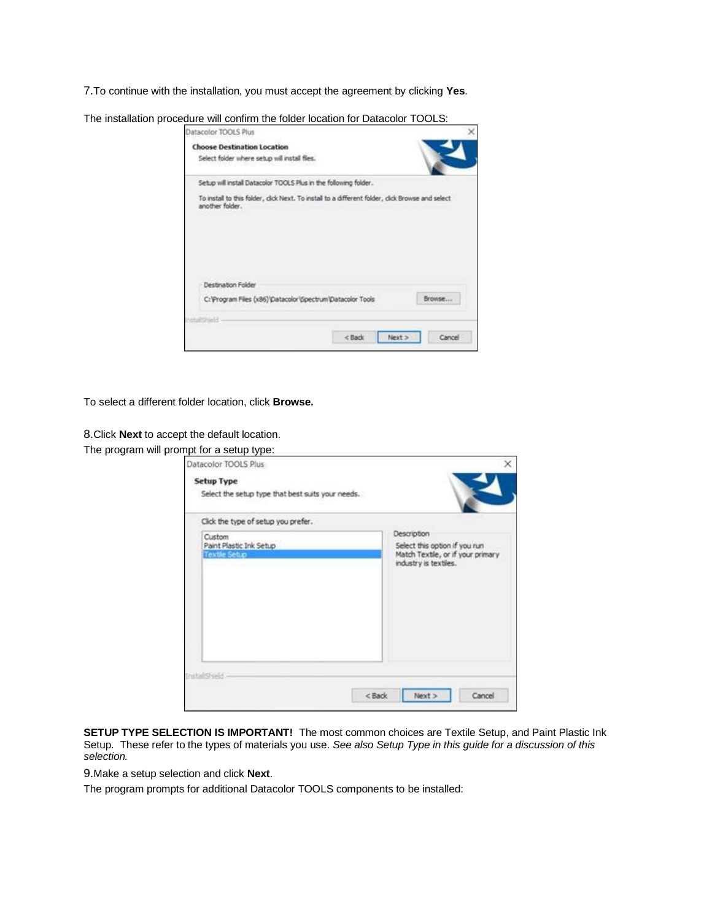7. To continue with the installation, you must accept the agreement by clicking **Yes**.

The installation procedure will confirm the folder location for Datacolor TOOLS:

To select a different folder location, click **Browse.**

8. Click **Next** to accept the default location.

The program will prompt for a setup type:

**SETUP TYPE SELECTION IS IMPORTANT!** The most common choices are Textile Setup, and Paint Plastic Ink Setup. These refer to the types of materials you use. *See also Setup Type in this guide for a discussion of this selection.*

9. Make a setup selection and click **Next**.

The program prompts for additional Datacolor TOOLS components to be installed: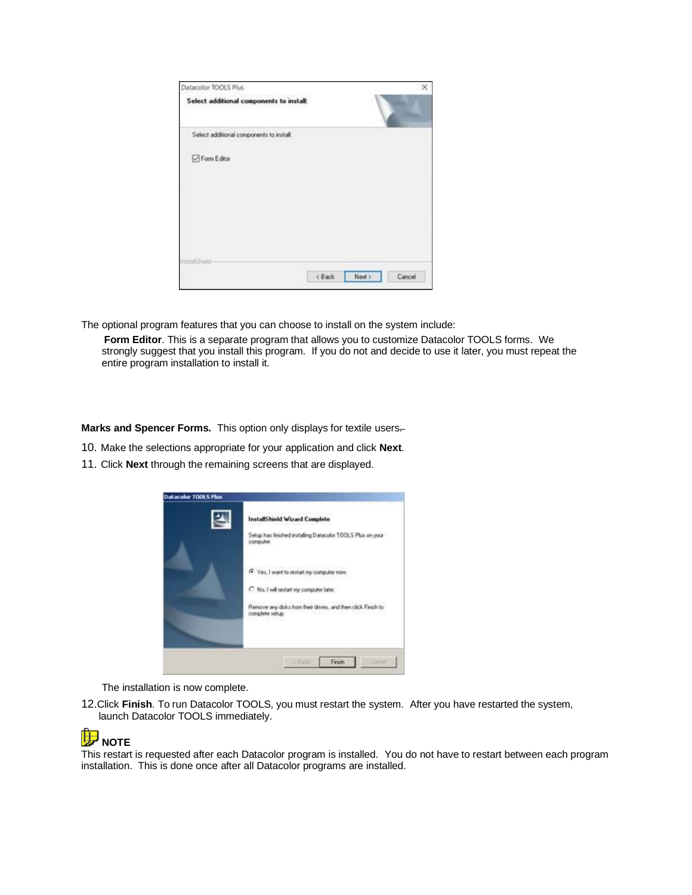The optional program features that you can choose to install on the system include:

**Form Editor**. This is a separate program that allows you to customize Datacolor TOOLS forms. We strongly suggest that you install this program. If you do not and decide to use it later, you must repeat the entire program installation to install it.

**Marks and Spencer Forms.** This option only displays for textile users.

10. Make the selections appropriate for your application and click **Next**.
11. Click **Next** through the remaining screens that are displayed.

The installation is now complete.

12. Click **Finish**. To run Datacolor TOOLS, you must restart the system. After you have restarted the system, launch Datacolor TOOLS immediately.

**NOTE**

This restart is requested after each Datacolor program is installed. You do not have to restart between each program installation. This is done once after all Datacolor programs are installed.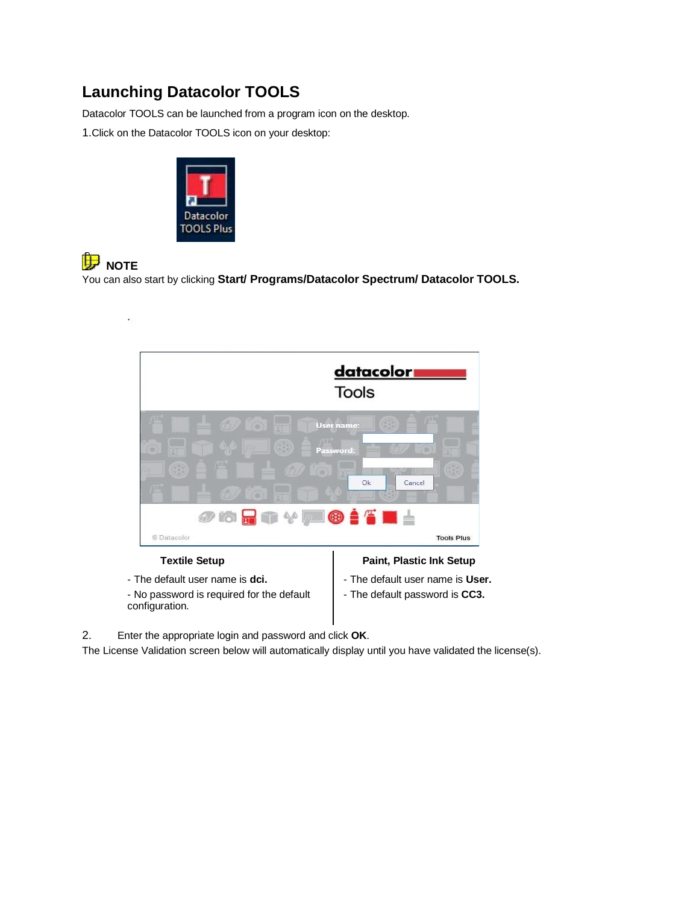## Launching Datacolor TOOLS

Datacolor TOOLS can be launched from a program icon on the desktop.

1. Click on the Datacolor TOOLS icon on your desktop:

**NOTE**

You can also start by clicking **Start/ Programs/Datacolor Spectrum/ Datacolor TOOLS.**

| Textile Setup | Paint, Plastic Ink Setup |
| --- | --- |
| - The default user name is **dci.** | - The default user name is **User.** |
| - No password is required for the default configuration. | - The default password is **CC3.** |

2. Enter the appropriate login and password and click **OK**.

The License Validation screen below will automatically display until you have validated the license(s).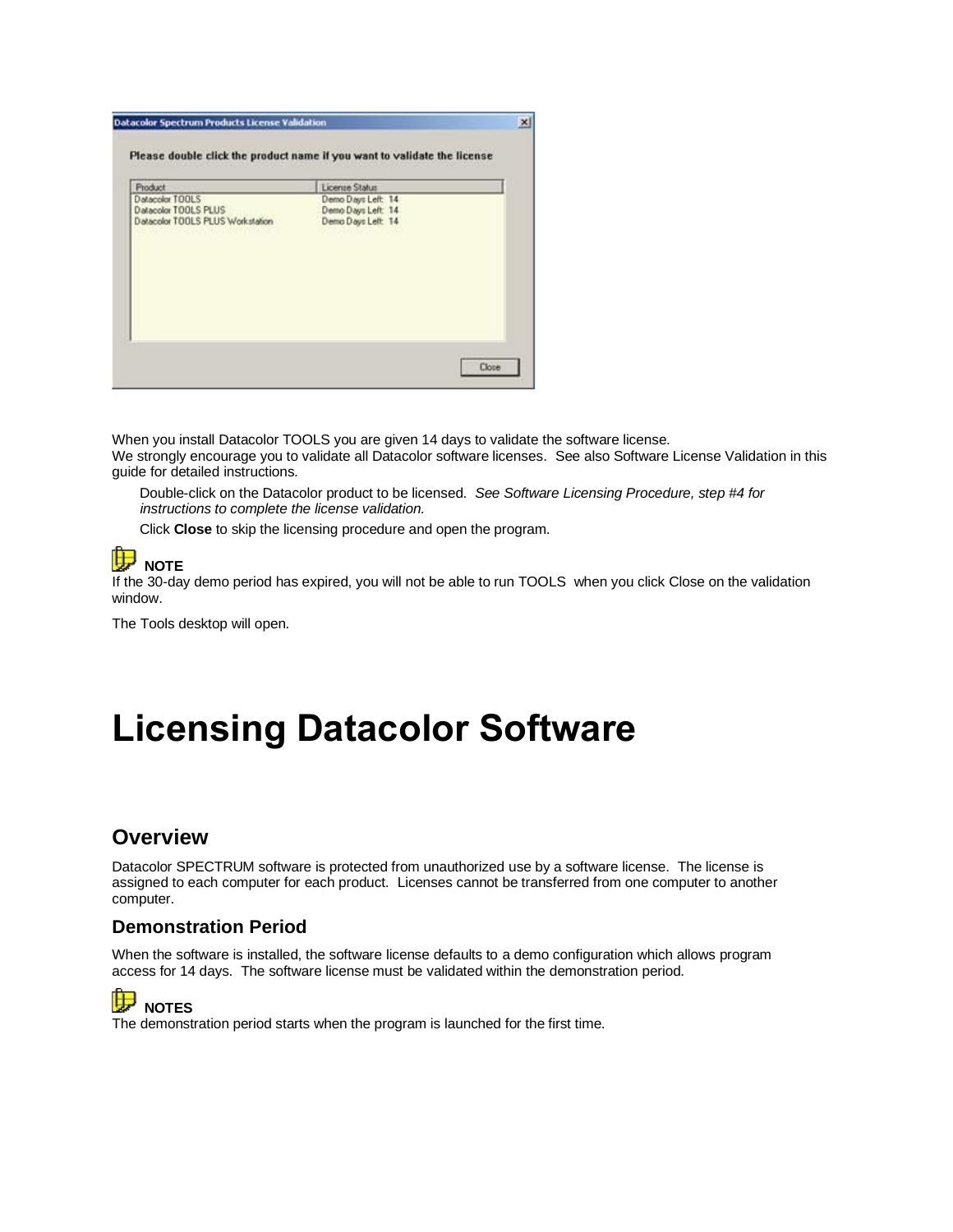When you install Datacolor TOOLS you are given 14 days to validate the software license.
We strongly encourage you to validate all Datacolor software licenses. See also Software License Validation in this guide for detailed instructions.

Double-click on the Datacolor product to be licensed. *See Software Licensing Procedure, step #4 for instructions to complete the license validation.*

Click **Close** to skip the licensing procedure and open the program.

**NOTE**
If the 30-day demo period has expired, you will not be able to run TOOLS when you click Close on the validation window.

The Tools desktop will open.

# Licensing Datacolor Software

## Overview

Datacolor SPECTRUM software is protected from unauthorized use by a software license. The license is assigned to each computer for each product. Licenses cannot be transferred from one computer to another computer.

### Demonstration Period

When the software is installed, the software license defaults to a demo configuration which allows program access for 14 days. The software license must be validated within the demonstration period.

**NOTES**
The demonstration period starts when the program is launched for the first time.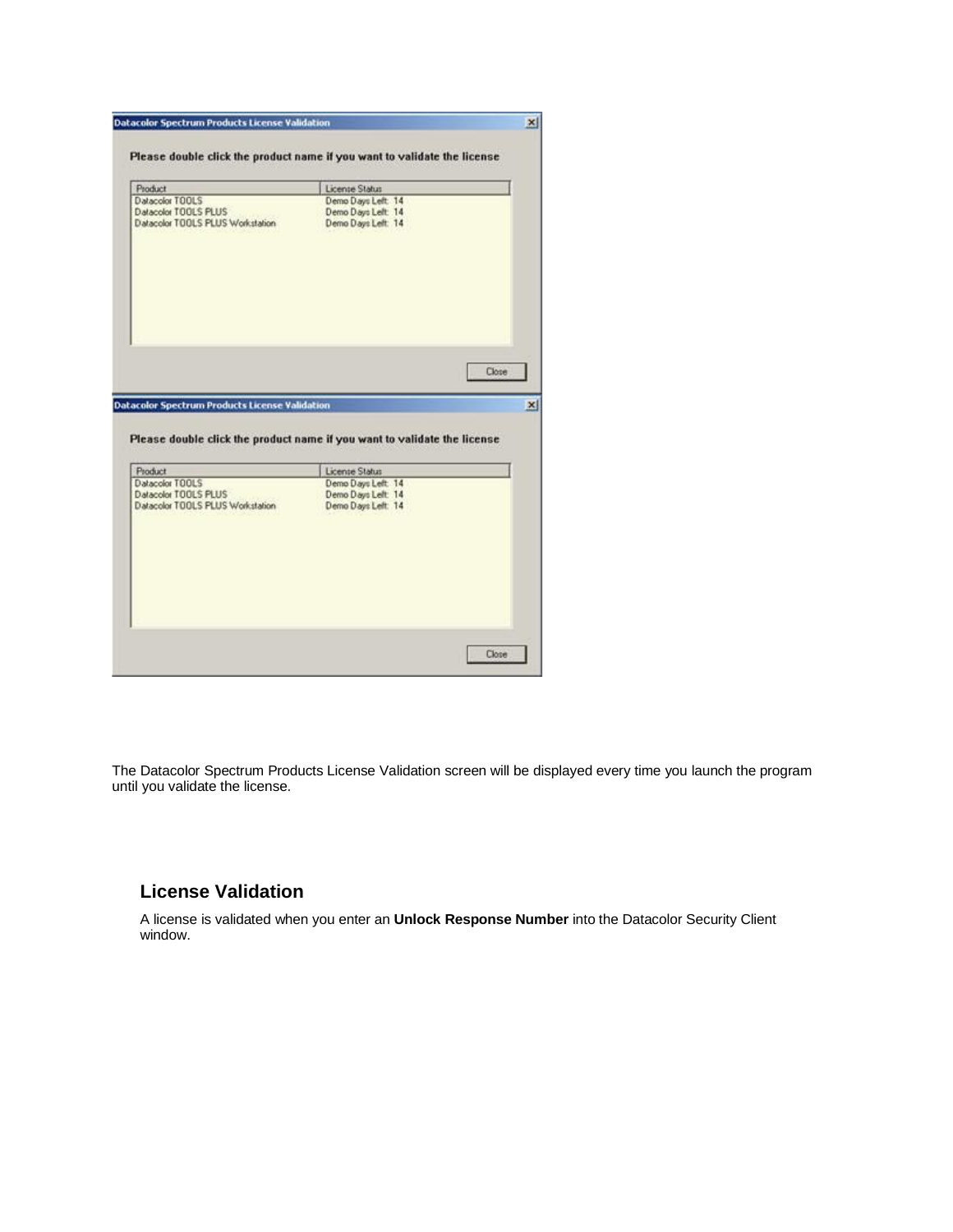The Datacolor Spectrum Products License Validation screen will be displayed every time you launch the program until you validate the license.

## License Validation

A license is validated when you enter an **Unlock Response Number** into the Datacolor Security Client window.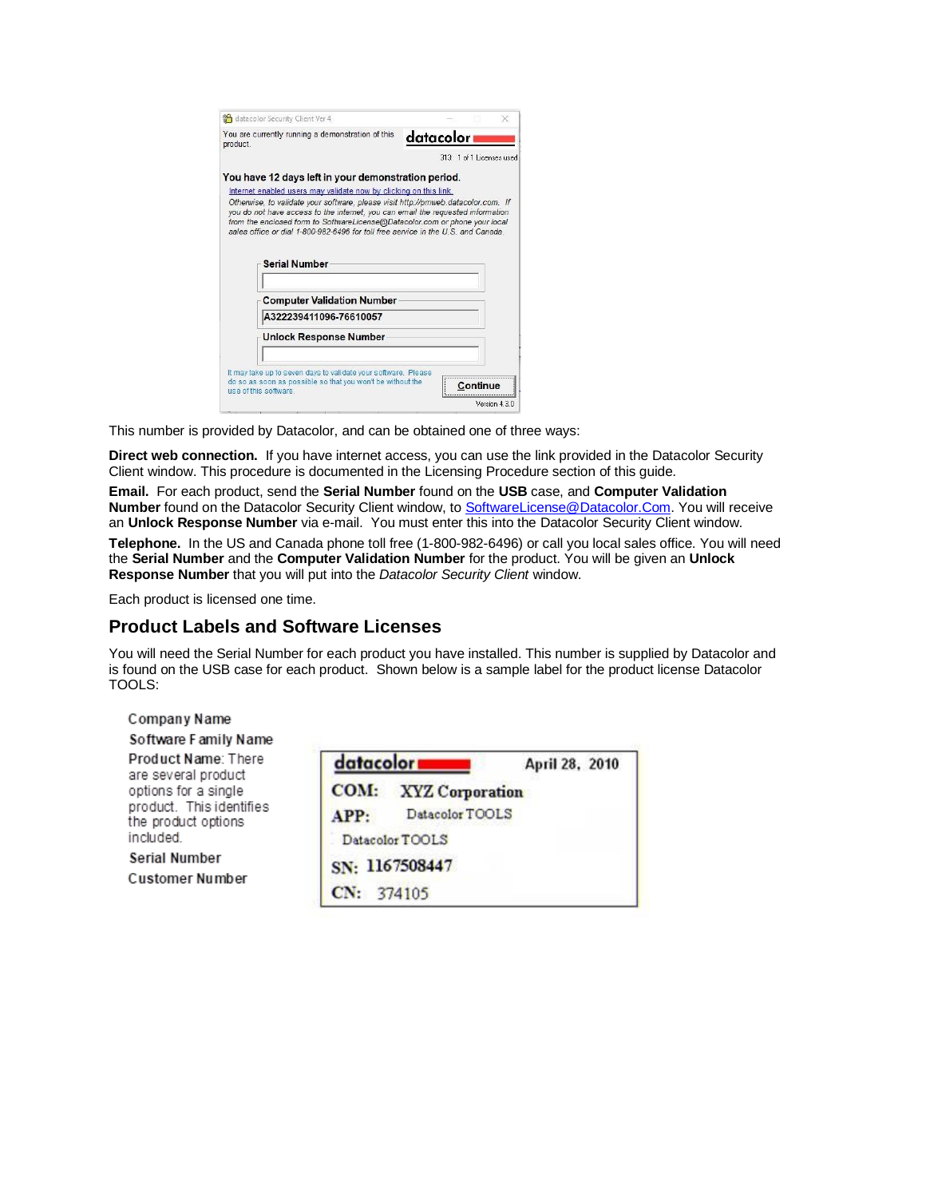This number is provided by Datacolor, and can be obtained one of three ways:

**Direct web connection.** If you have internet access, you can use the link provided in the Datacolor Security Client window. This procedure is documented in the Licensing Procedure section of this guide.

**Email.** For each product, send the **Serial Number** found on the **USB** case, and **Computer Validation Number** found on the Datacolor Security Client window, to SoftwareLicense@Datacolor.Com. You will receive an **Unlock Response Number** via e-mail. You must enter this into the Datacolor Security Client window.

**Telephone.** In the US and Canada phone toll free (1-800-982-6496) or call you local sales office. You will need the **Serial Number** and the **Computer Validation Number** for the product. You will be given an **Unlock Response Number** that you will put into the *Datacolor Security Client* window.

Each product is licensed one time.

## Product Labels and Software Licenses

You will need the Serial Number for each product you have installed. This number is supplied by Datacolor and is found on the USB case for each product. Shown below is a sample label for the product license Datacolor TOOLS:

| | |
|---|---|
| | datacolor — April 28, 2010 |
| Company Name | COM: XYZ Corporation |
| Software Family Name | APP: Datacolor TOOLS |
| Product Name: There are several product options for a single product. This identifies the product options included. | Datacolor TOOLS |
| Serial Number | SN: 1167508447 |
| Customer Number | CN: 374105 |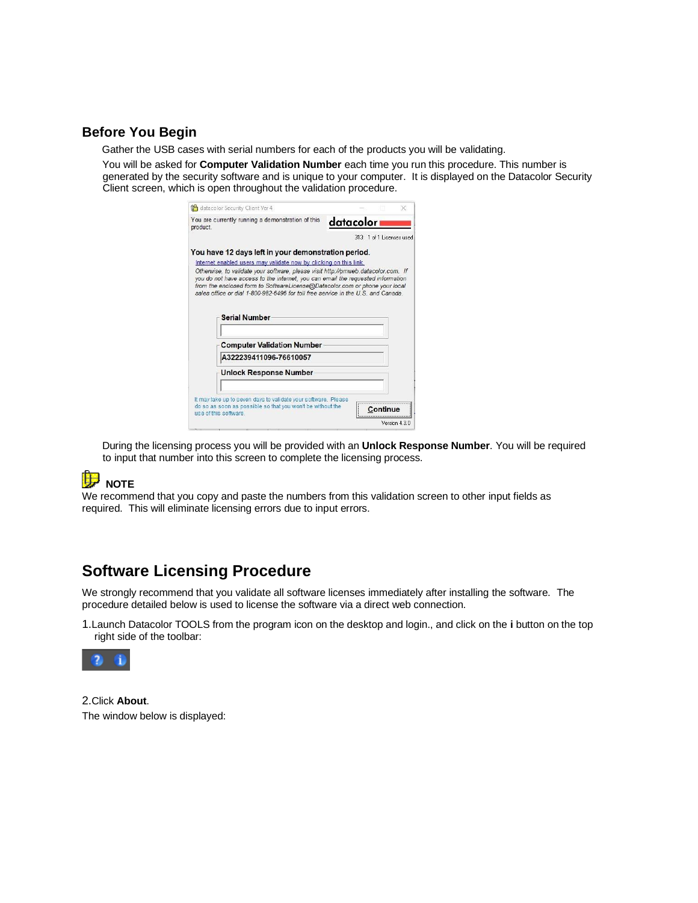## Before You Begin

Gather the USB cases with serial numbers for each of the products you will be validating.

You will be asked for **Computer Validation Number** each time you run this procedure. This number is generated by the security software and is unique to your computer. It is displayed on the Datacolor Security Client screen, which is open throughout the validation procedure.

During the licensing process you will be provided with an **Unlock Response Number**. You will be required to input that number into this screen to complete the licensing process.

**NOTE**

We recommend that you copy and paste the numbers from this validation screen to other input fields as required. This will eliminate licensing errors due to input errors.

# Software Licensing Procedure

We strongly recommend that you validate all software licenses immediately after installing the software. The procedure detailed below is used to license the software via a direct web connection.

1. Launch Datacolor TOOLS from the program icon on the desktop and login., and click on the **i** button on the top right side of the toolbar:

2. Click **About**.

The window below is displayed: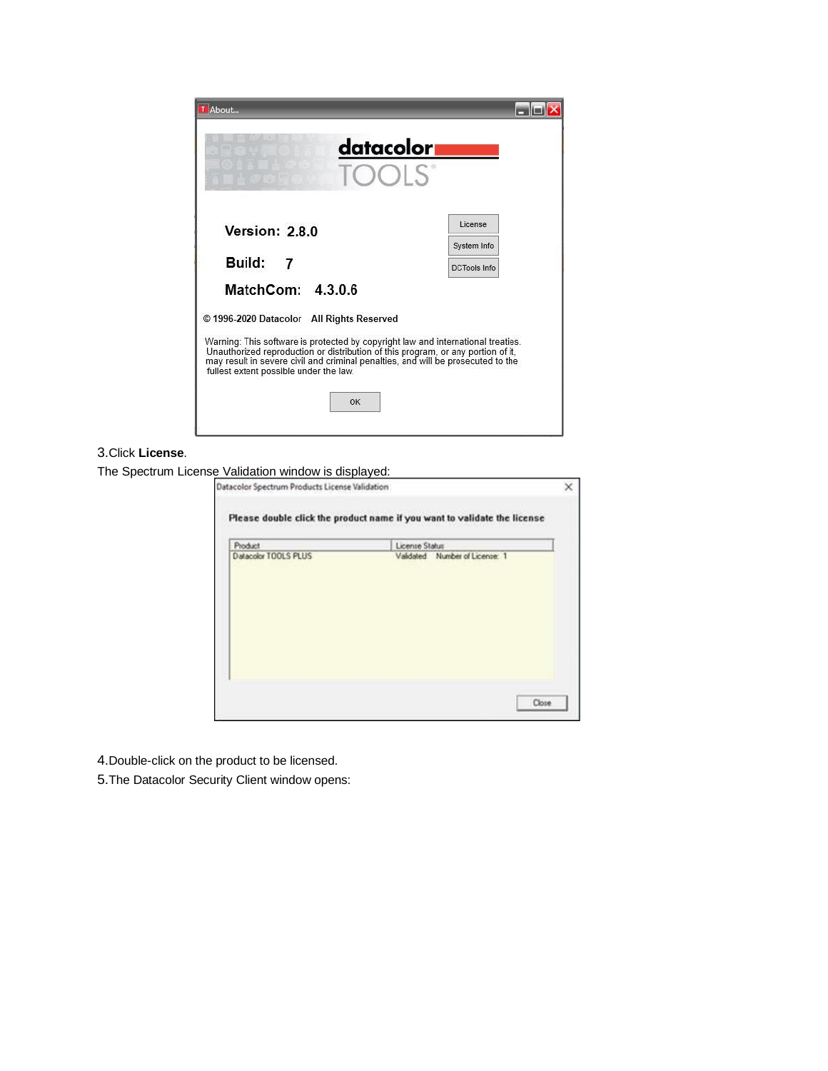3. Click **License**.

The Spectrum License Validation window is displayed:

4. Double-click on the product to be licensed.

5. The Datacolor Security Client window opens: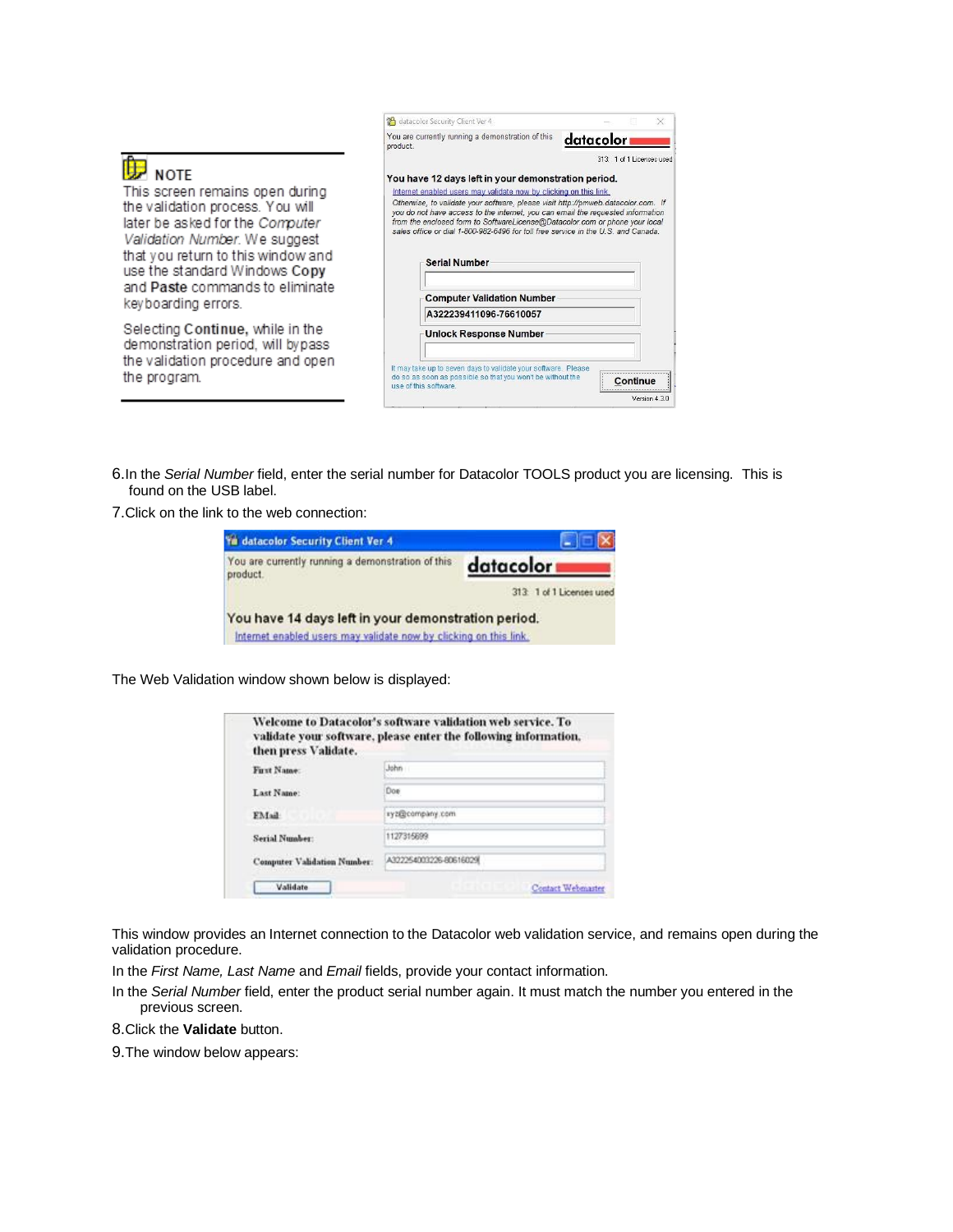> **NOTE**
>
> This screen remains open during the validation process. You will later be asked for the *Computer Validation Number*. We suggest that you return to this window and use the standard Windows **Copy** and **Paste** commands to eliminate keyboarding errors.
>
> Selecting **Continue**, while in the demonstration period, will bypass the validation procedure and open the program.

6. In the *Serial Number* field, enter the serial number for Datacolor TOOLS product you are licensing. This is found on the USB label.
7. Click on the link to the web connection:

The Web Validation window shown below is displayed:

This window provides an Internet connection to the Datacolor web validation service, and remains open during the validation procedure.

In the *First Name, Last Name* and *Email* fields, provide your contact information.

In the *Serial Number* field, enter the product serial number again. It must match the number you entered in the previous screen.

8. Click the **Validate** button.
9. The window below appears: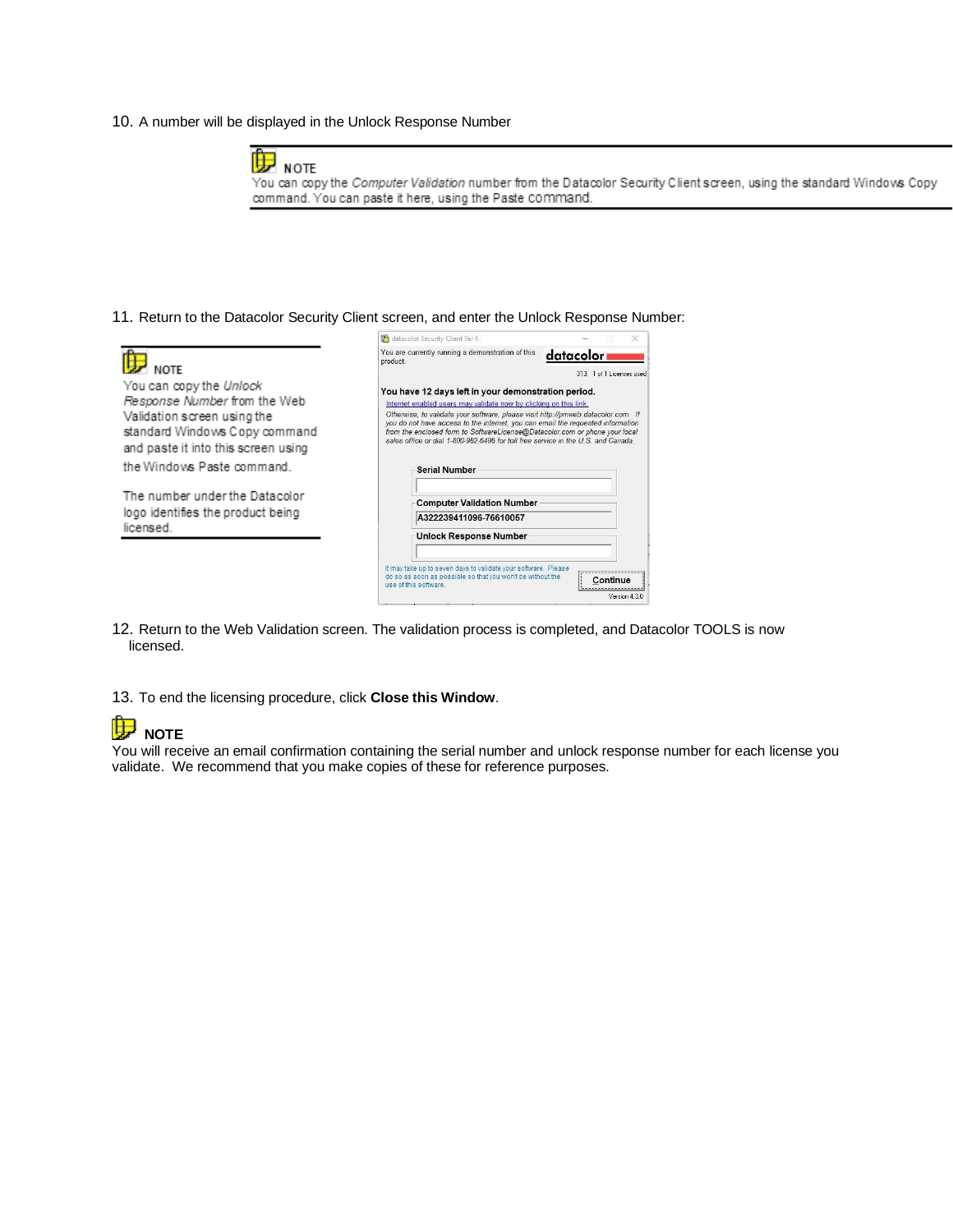10. A number will be displayed in the Unlock Response Number

> **NOTE**
> You can copy the *Computer Validation* number from the Datacolor Security Client screen, using the standard Windows Copy command. You can paste it here, using the Paste command.

11. Return to the Datacolor Security Client screen, and enter the Unlock Response Number:

> **NOTE**
> You can copy the *Unlock Response Number* from the Web Validation screen using the standard Windows Copy command and paste it into this screen using the Windows Paste command.
>
> The number under the Datacolor logo identifies the product being licensed.

12. Return to the Web Validation screen. The validation process is completed, and Datacolor TOOLS is now licensed.

13. To end the licensing procedure, click **Close this Window**.

**NOTE**
You will receive an email confirmation containing the serial number and unlock response number for each license you validate. We recommend that you make copies of these for reference purposes.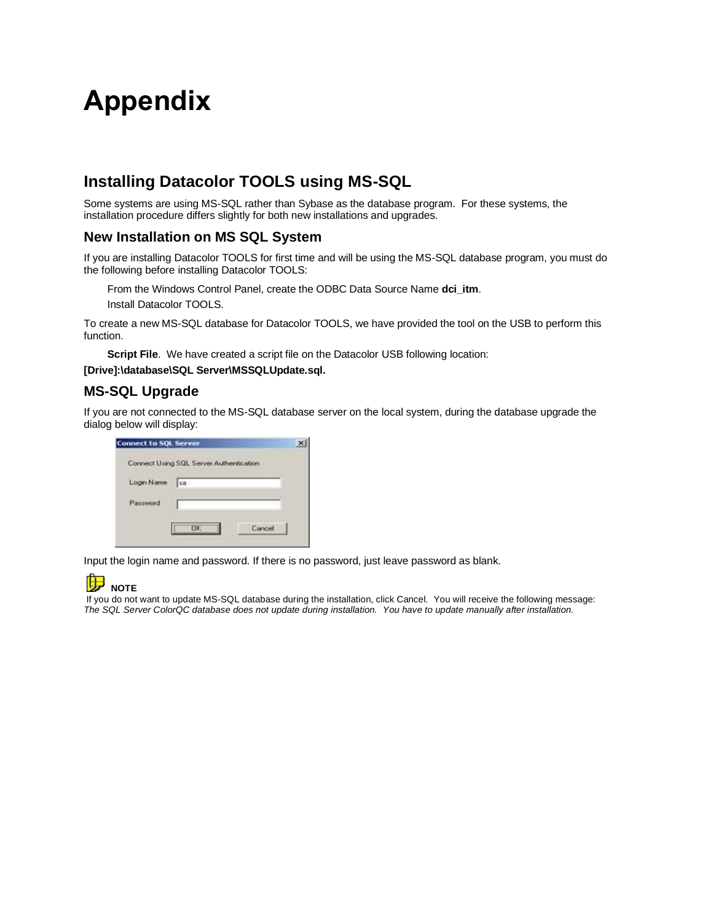# Appendix

## Installing Datacolor TOOLS using MS-SQL

Some systems are using MS-SQL rather than Sybase as the database program. For these systems, the installation procedure differs slightly for both new installations and upgrades.

### New Installation on MS SQL System

If you are installing Datacolor TOOLS for first time and will be using the MS-SQL database program, you must do the following before installing Datacolor TOOLS:

From the Windows Control Panel, create the ODBC Data Source Name **dci_itm**.

Install Datacolor TOOLS.

To create a new MS-SQL database for Datacolor TOOLS, we have provided the tool on the USB to perform this function.

**Script File**. We have created a script file on the Datacolor USB following location:

**[Drive]:\database\SQL Server\MSSQLUpdate.sql.**

### MS-SQL Upgrade

If you are not connected to the MS-SQL database server on the local system, during the database upgrade the dialog below will display:

Connect to SQL Server

Connect Using SQL Server Authentication

Login Name sa

Password

OK Cancel

Input the login name and password. If there is no password, just leave password as blank.

**NOTE**

If you do not want to update MS-SQL database during the installation, click Cancel. You will receive the following message: *The SQL Server ColorQC database does not update during installation. You have to update manually after installation.*